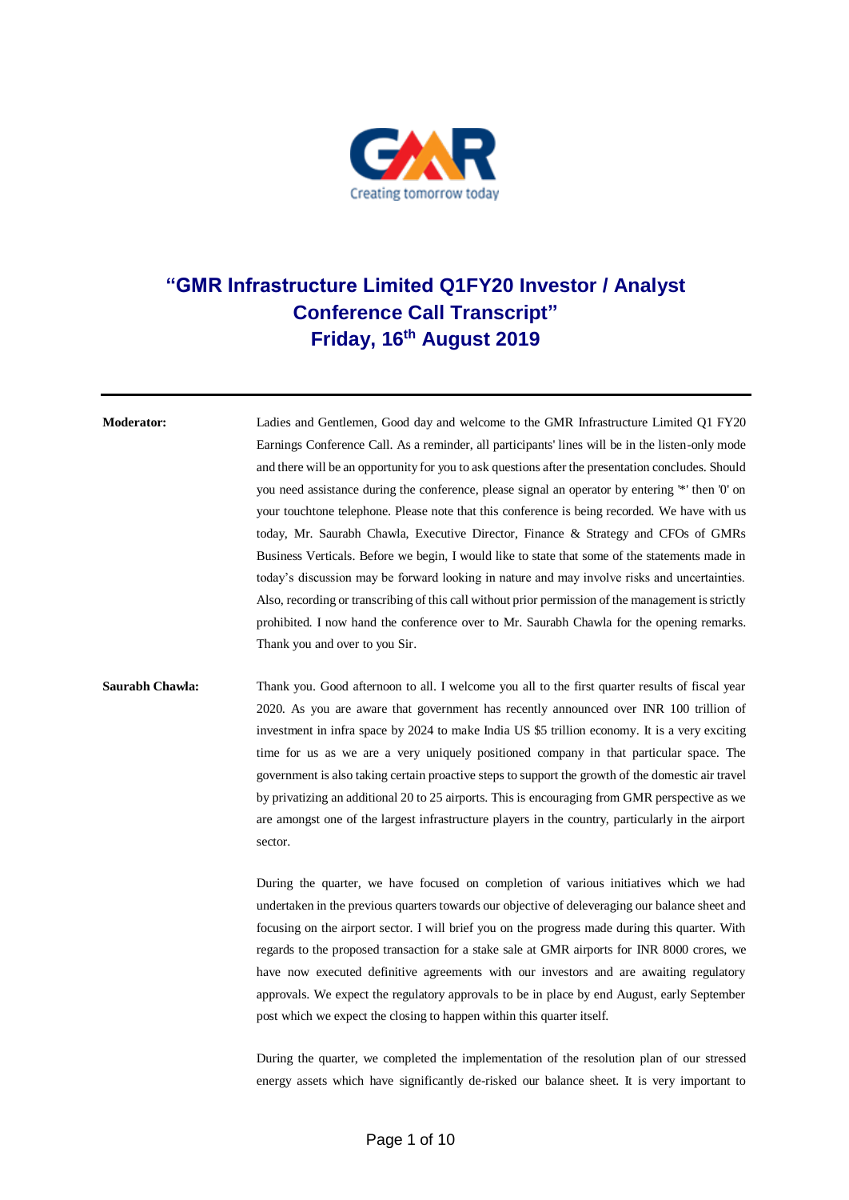# "GMR Infrastructure Limited Q1FY20 Investor / Analyst Conference Call Transcript"

## Friday, 16th August 2019

---

**Moderator:** Ladies and Gentlemen, Good day and welcome to the GMR Infrastructure Limited Q1 FY20 Earnings Conference Call. As a reminder, all participants' lines will be in the listen-only mode and there will be an opportunity for you to ask questions after the presentation concludes. Should you need assistance during the conference, please signal an operator by entering '*' then '0' on your touchtone telephone. Please note that this conference is being recorded. We have with us today, Mr. Saurabh Chawla, Executive Director, Finance & Strategy and CFOs of GMRs Business Verticals. Before we begin, I would like to state that some of the statements made in today's discussion may be forward looking in nature and may involve risks and uncertainties. Also, recording or transcribing of this call without prior permission of the management is strictly prohibited. I now hand the conference over to Mr. Saurabh Chawla for the opening remarks. Thank you and over to you Sir.

**Saurabh Chawla:** Thank you. Good afternoon to all. I welcome you all to the first quarter results of fiscal year 2020. As you are aware that government has recently announced over INR 100 trillion of investment in infra space by 2024 to make India US $5 trillion economy. It is a very exciting time for us as we are a very uniquely positioned company in that particular space. The government is also taking certain proactive steps to support the growth of the domestic air travel by privatizing an additional 20 to 25 airports. This is encouraging from GMR perspective as we are amongst one of the largest infrastructure players in the country, particularly in the airport sector.

During the quarter, we have focused on completion of various initiatives which we had undertaken in the previous quarters towards our objective of deleveraging our balance sheet and focusing on the airport sector. I will brief you on the progress made during this quarter. With regards to the proposed transaction for a stake sale at GMR airports for INR 8000 crores, we have now executed definitive agreements with our investors and are awaiting regulatory approvals. We expect the regulatory approvals to be in place by end August, early September post which we expect the closing to happen within this quarter itself.

During the quarter, we completed the implementation of the resolution plan of our stressed energy assets which have significantly de-risked our balance sheet. It is very important to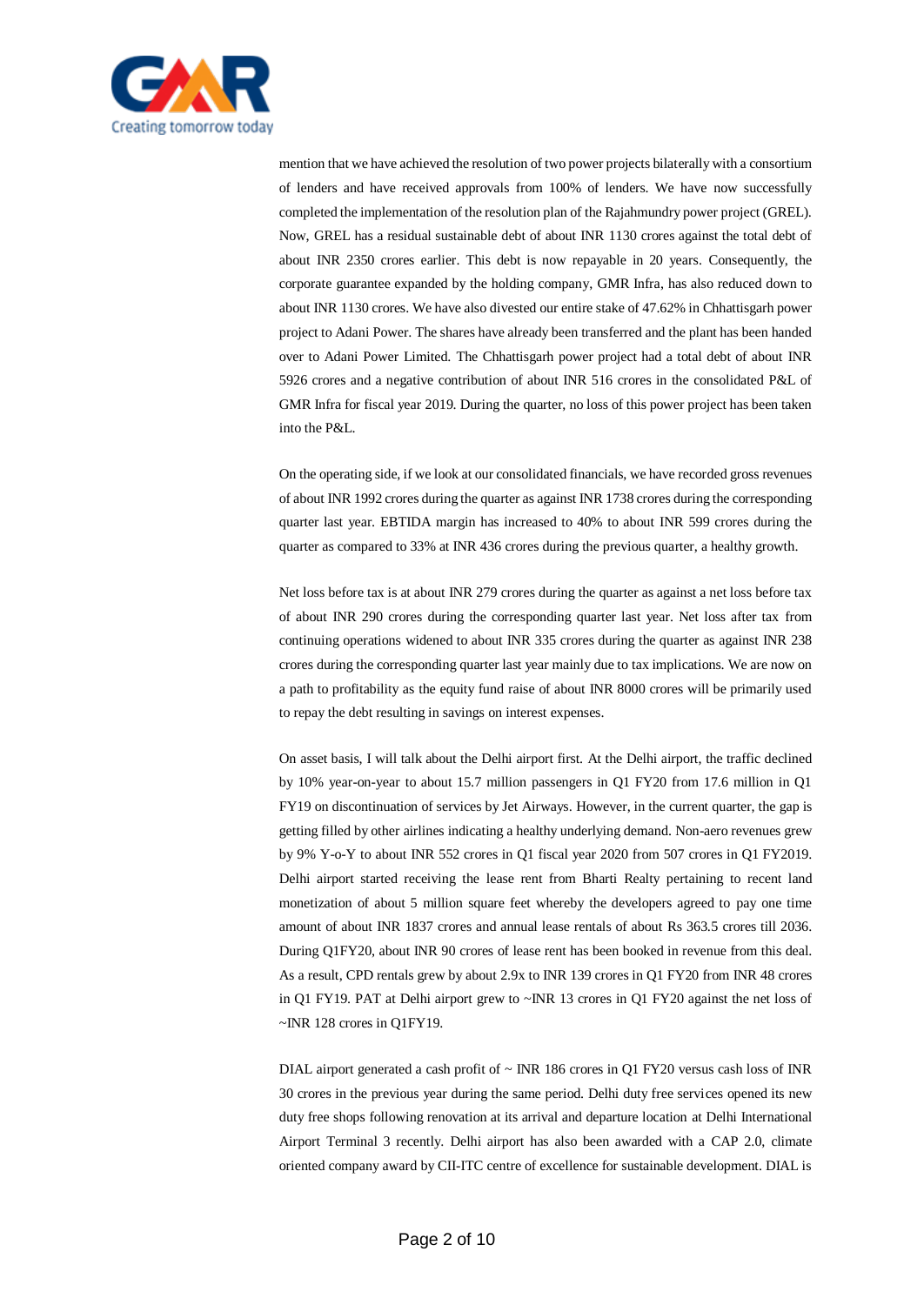mention that we have achieved the resolution of two power projects bilaterally with a consortium of lenders and have received approvals from 100% of lenders. We have now successfully completed the implementation of the resolution plan of the Rajahmundry power project (GREL). Now, GREL has a residual sustainable debt of about INR 1130 crores against the total debt of about INR 2350 crores earlier. This debt is now repayable in 20 years. Consequently, the corporate guarantee expanded by the holding company, GMR Infra, has also reduced down to about INR 1130 crores. We have also divested our entire stake of 47.62% in Chhattisgarh power project to Adani Power. The shares have already been transferred and the plant has been handed over to Adani Power Limited. The Chhattisgarh power project had a total debt of about INR 5926 crores and a negative contribution of about INR 516 crores in the consolidated P&L of GMR Infra for fiscal year 2019. During the quarter, no loss of this power project has been taken into the P&L.

On the operating side, if we look at our consolidated financials, we have recorded gross revenues of about INR 1992 crores during the quarter as against INR 1738 crores during the corresponding quarter last year. EBTIDA margin has increased to 40% to about INR 599 crores during the quarter as compared to 33% at INR 436 crores during the previous quarter, a healthy growth.

Net loss before tax is at about INR 279 crores during the quarter as against a net loss before tax of about INR 290 crores during the corresponding quarter last year. Net loss after tax from continuing operations widened to about INR 335 crores during the quarter as against INR 238 crores during the corresponding quarter last year mainly due to tax implications. We are now on a path to profitability as the equity fund raise of about INR 8000 crores will be primarily used to repay the debt resulting in savings on interest expenses.

On asset basis, I will talk about the Delhi airport first. At the Delhi airport, the traffic declined by 10% year-on-year to about 15.7 million passengers in Q1 FY20 from 17.6 million in Q1 FY19 on discontinuation of services by Jet Airways. However, in the current quarter, the gap is getting filled by other airlines indicating a healthy underlying demand. Non-aero revenues grew by 9% Y-o-Y to about INR 552 crores in Q1 fiscal year 2020 from 507 crores in Q1 FY2019. Delhi airport started receiving the lease rent from Bharti Realty pertaining to recent land monetization of about 5 million square feet whereby the developers agreed to pay one time amount of about INR 1837 crores and annual lease rentals of about Rs 363.5 crores till 2036. During Q1FY20, about INR 90 crores of lease rent has been booked in revenue from this deal. As a result, CPD rentals grew by about 2.9x to INR 139 crores in Q1 FY20 from INR 48 crores in Q1 FY19. PAT at Delhi airport grew to ~INR 13 crores in Q1 FY20 against the net loss of ~INR 128 crores in Q1FY19.

DIAL airport generated a cash profit of ~ INR 186 crores in Q1 FY20 versus cash loss of INR 30 crores in the previous year during the same period. Delhi duty free services opened its new duty free shops following renovation at its arrival and departure location at Delhi International Airport Terminal 3 recently. Delhi airport has also been awarded with a CAP 2.0, climate oriented company award by CII-ITC centre of excellence for sustainable development. DIAL is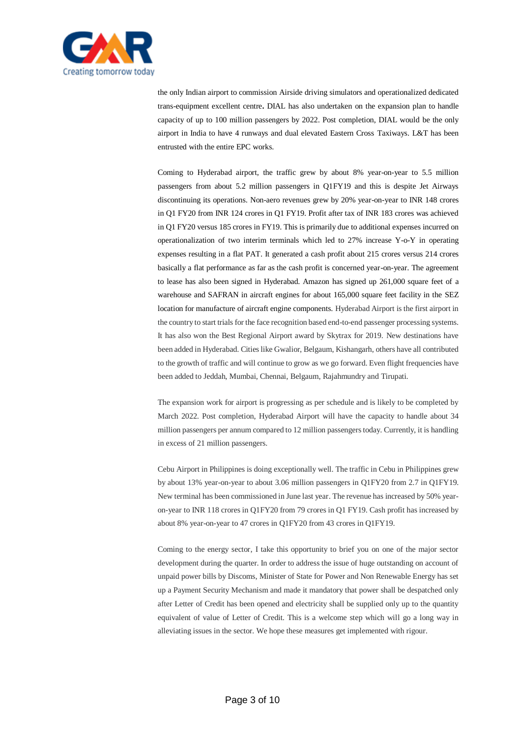the only Indian airport to commission Airside driving simulators and operationalized dedicated trans-equipment excellent centre**.** DIAL has also undertaken on the expansion plan to handle capacity of up to 100 million passengers by 2022. Post completion, DIAL would be the only airport in India to have 4 runways and dual elevated Eastern Cross Taxiways. L&T has been entrusted with the entire EPC works.

Coming to Hyderabad airport, the traffic grew by about 8% year-on-year to 5.5 million passengers from about 5.2 million passengers in Q1FY19 and this is despite Jet Airways discontinuing its operations. Non-aero revenues grew by 20% year-on-year to INR 148 crores in Q1 FY20 from INR 124 crores in Q1 FY19. Profit after tax of INR 183 crores was achieved in Q1 FY20 versus 185 crores in FY19. This is primarily due to additional expenses incurred on operationalization of two interim terminals which led to 27% increase Y-o-Y in operating expenses resulting in a flat PAT. It generated a cash profit about 215 crores versus 214 crores basically a flat performance as far as the cash profit is concerned year-on-year. The agreement to lease has also been signed in Hyderabad. Amazon has signed up 261,000 square feet of a warehouse and SAFRAN in aircraft engines for about 165,000 square feet facility in the SEZ location for manufacture of aircraft engine components. Hyderabad Airport is the first airport in the country to start trials for the face recognition based end-to-end passenger processing systems. It has also won the Best Regional Airport award by Skytrax for 2019. New destinations have been added in Hyderabad. Cities like Gwalior, Belgaum, Kishangarh, others have all contributed to the growth of traffic and will continue to grow as we go forward. Even flight frequencies have been added to Jeddah, Mumbai, Chennai, Belgaum, Rajahmundry and Tirupati.

The expansion work for airport is progressing as per schedule and is likely to be completed by March 2022. Post completion, Hyderabad Airport will have the capacity to handle about 34 million passengers per annum compared to 12 million passengers today. Currently, it is handling in excess of 21 million passengers.

Cebu Airport in Philippines is doing exceptionally well. The traffic in Cebu in Philippines grew by about 13% year-on-year to about 3.06 million passengers in Q1FY20 from 2.7 in Q1FY19. New terminal has been commissioned in June last year. The revenue has increased by 50% year-on-year to INR 118 crores in Q1FY20 from 79 crores in Q1 FY19. Cash profit has increased by about 8% year-on-year to 47 crores in Q1FY20 from 43 crores in Q1FY19.

Coming to the energy sector, I take this opportunity to brief you on one of the major sector development during the quarter. In order to address the issue of huge outstanding on account of unpaid power bills by Discoms, Minister of State for Power and Non Renewable Energy has set up a Payment Security Mechanism and made it mandatory that power shall be despatched only after Letter of Credit has been opened and electricity shall be supplied only up to the quantity equivalent of value of Letter of Credit. This is a welcome step which will go a long way in alleviating issues in the sector. We hope these measures get implemented with rigour.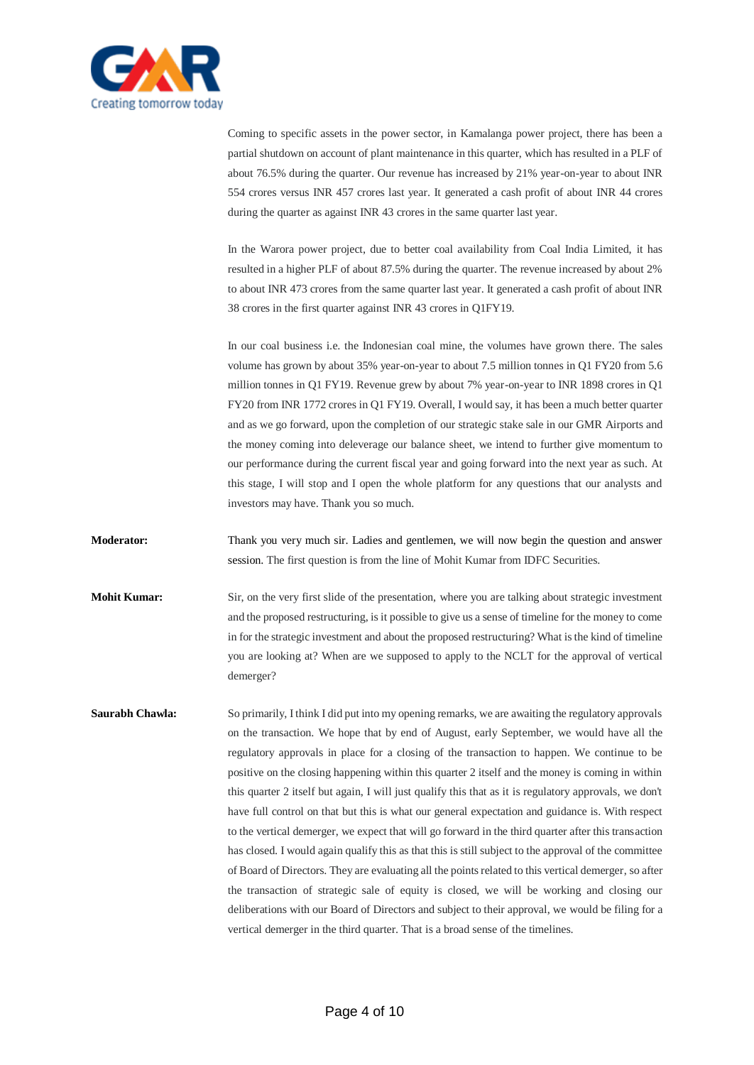Coming to specific assets in the power sector, in Kamalanga power project, there has been a partial shutdown on account of plant maintenance in this quarter, which has resulted in a PLF of about 76.5% during the quarter. Our revenue has increased by 21% year-on-year to about INR 554 crores versus INR 457 crores last year. It generated a cash profit of about INR 44 crores during the quarter as against INR 43 crores in the same quarter last year.

In the Warora power project, due to better coal availability from Coal India Limited, it has resulted in a higher PLF of about 87.5% during the quarter. The revenue increased by about 2% to about INR 473 crores from the same quarter last year. It generated a cash profit of about INR 38 crores in the first quarter against INR 43 crores in Q1FY19.

In our coal business i.e. the Indonesian coal mine, the volumes have grown there. The sales volume has grown by about 35% year-on-year to about 7.5 million tonnes in Q1 FY20 from 5.6 million tonnes in Q1 FY19. Revenue grew by about 7% year-on-year to INR 1898 crores in Q1 FY20 from INR 1772 crores in Q1 FY19. Overall, I would say, it has been a much better quarter and as we go forward, upon the completion of our strategic stake sale in our GMR Airports and the money coming into deleverage our balance sheet, we intend to further give momentum to our performance during the current fiscal year and going forward into the next year as such. At this stage, I will stop and I open the whole platform for any questions that our analysts and investors may have. Thank you so much.

**Moderator:** Thank you very much sir. Ladies and gentlemen, we will now begin the question and answer session. The first question is from the line of Mohit Kumar from IDFC Securities.

**Mohit Kumar:** Sir, on the very first slide of the presentation, where you are talking about strategic investment and the proposed restructuring, is it possible to give us a sense of timeline for the money to come in for the strategic investment and about the proposed restructuring? What is the kind of timeline you are looking at? When are we supposed to apply to the NCLT for the approval of vertical demerger?

**Saurabh Chawla:** So primarily, I think I did put into my opening remarks, we are awaiting the regulatory approvals on the transaction. We hope that by end of August, early September, we would have all the regulatory approvals in place for a closing of the transaction to happen. We continue to be positive on the closing happening within this quarter 2 itself and the money is coming in within this quarter 2 itself but again, I will just qualify this that as it is regulatory approvals, we don't have full control on that but this is what our general expectation and guidance is. With respect to the vertical demerger, we expect that will go forward in the third quarter after this transaction has closed. I would again qualify this as that this is still subject to the approval of the committee of Board of Directors. They are evaluating all the points related to this vertical demerger, so after the transaction of strategic sale of equity is closed, we will be working and closing our deliberations with our Board of Directors and subject to their approval, we would be filing for a vertical demerger in the third quarter. That is a broad sense of the timelines.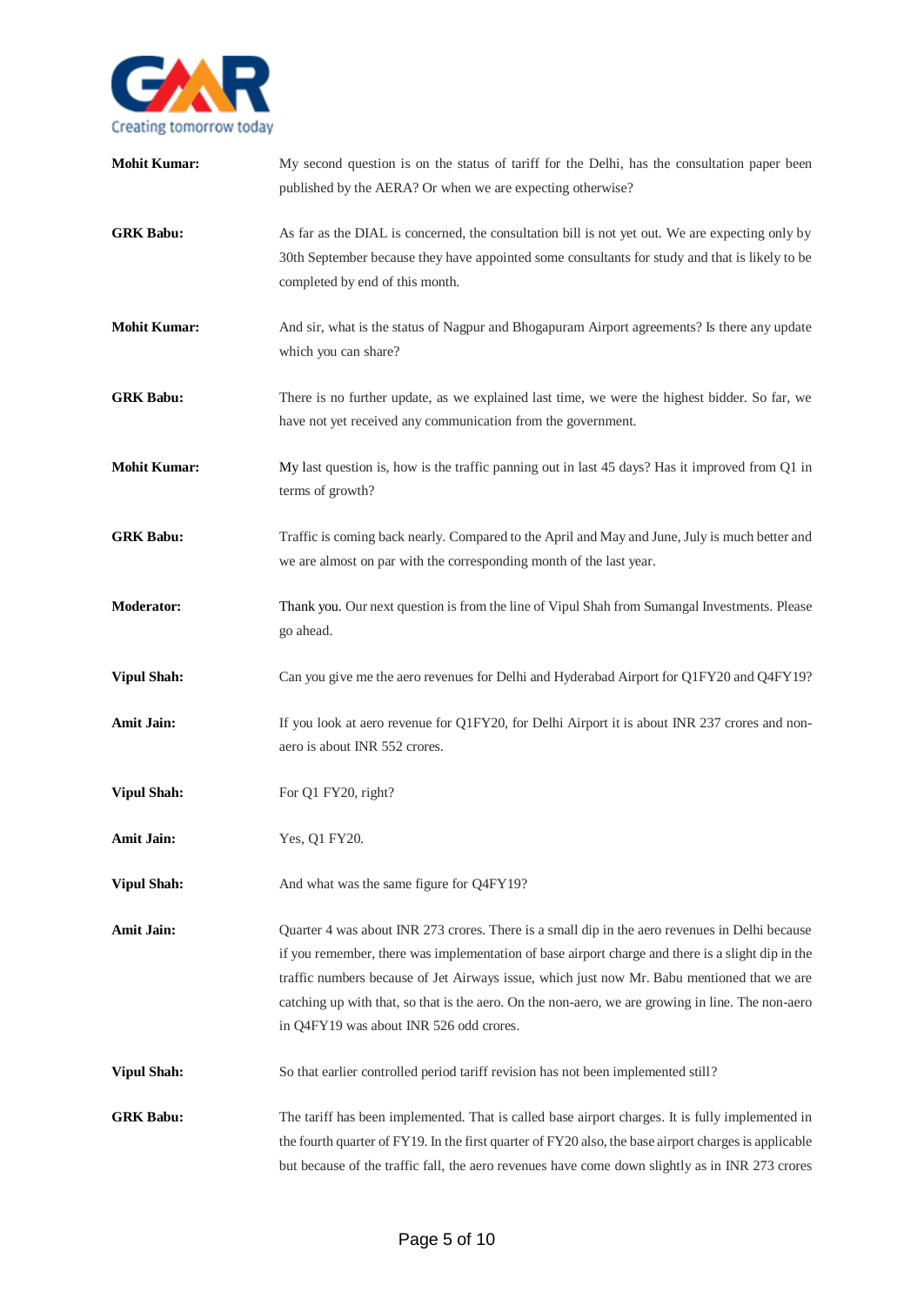**Mohit Kumar:** My second question is on the status of tariff for the Delhi, has the consultation paper been published by the AERA? Or when we are expecting otherwise?

**GRK Babu:** As far as the DIAL is concerned, the consultation bill is not yet out. We are expecting only by 30th September because they have appointed some consultants for study and that is likely to be completed by end of this month.

**Mohit Kumar:** And sir, what is the status of Nagpur and Bhogapuram Airport agreements? Is there any update which you can share?

**GRK Babu:** There is no further update, as we explained last time, we were the highest bidder. So far, we have not yet received any communication from the government.

**Mohit Kumar:** My last question is, how is the traffic panning out in last 45 days? Has it improved from Q1 in terms of growth?

**GRK Babu:** Traffic is coming back nearly. Compared to the April and May and June, July is much better and we are almost on par with the corresponding month of the last year.

**Moderator:** Thank you. Our next question is from the line of Vipul Shah from Sumangal Investments. Please go ahead.

**Vipul Shah:** Can you give me the aero revenues for Delhi and Hyderabad Airport for Q1FY20 and Q4FY19?

**Amit Jain:** If you look at aero revenue for Q1FY20, for Delhi Airport it is about INR 237 crores and non-aero is about INR 552 crores.

**Vipul Shah:** For Q1 FY20, right?

**Amit Jain:** Yes, Q1 FY20.

**Vipul Shah:** And what was the same figure for Q4FY19?

**Amit Jain:** Quarter 4 was about INR 273 crores. There is a small dip in the aero revenues in Delhi because if you remember, there was implementation of base airport charge and there is a slight dip in the traffic numbers because of Jet Airways issue, which just now Mr. Babu mentioned that we are catching up with that, so that is the aero. On the non-aero, we are growing in line. The non-aero in Q4FY19 was about INR 526 odd crores.

**Vipul Shah:** So that earlier controlled period tariff revision has not been implemented still?

**GRK Babu:** The tariff has been implemented. That is called base airport charges. It is fully implemented in the fourth quarter of FY19. In the first quarter of FY20 also, the base airport charges is applicable but because of the traffic fall, the aero revenues have come down slightly as in INR 273 crores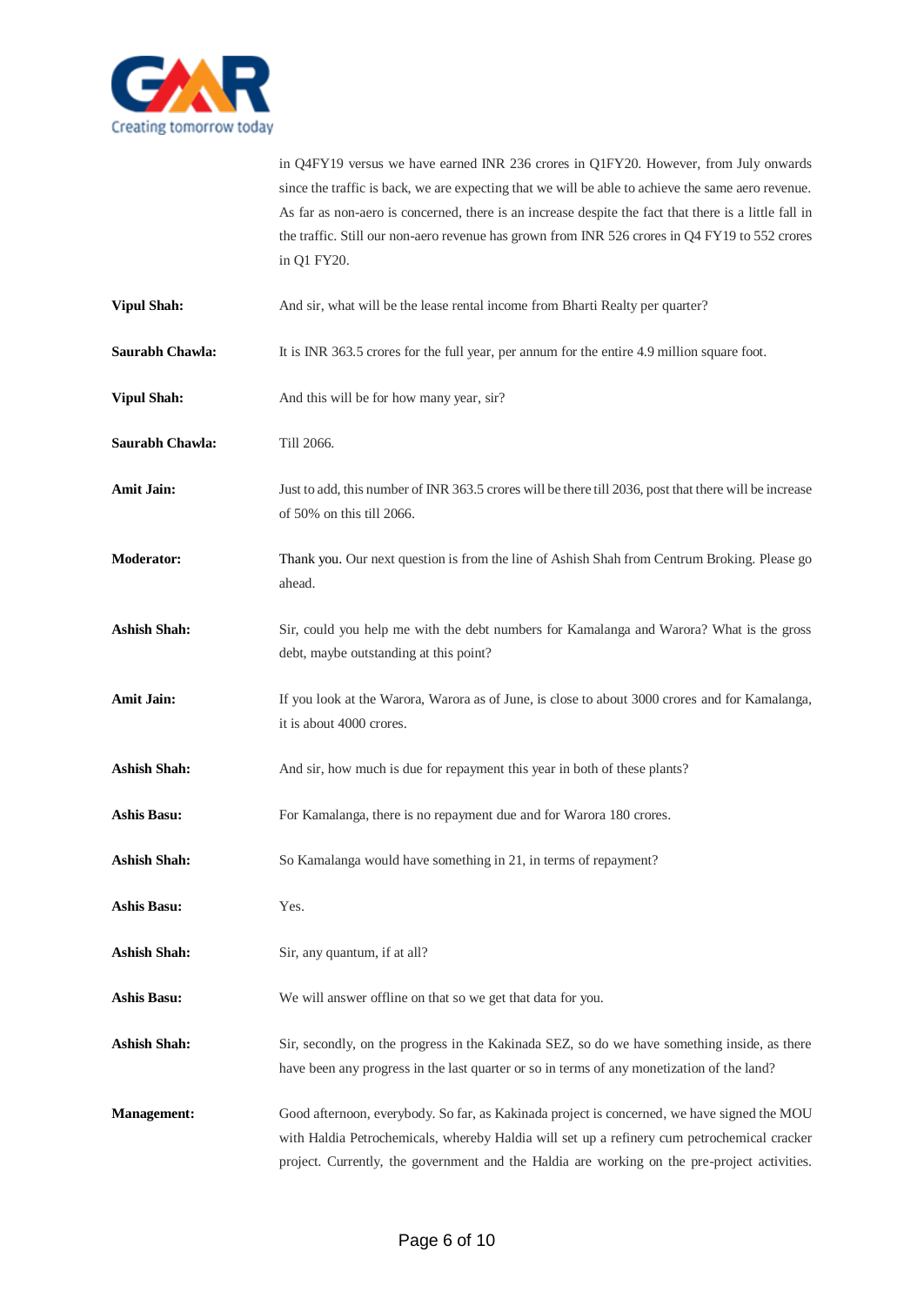in Q4FY19 versus we have earned INR 236 crores in Q1FY20. However, from July onwards since the traffic is back, we are expecting that we will be able to achieve the same aero revenue. As far as non-aero is concerned, there is an increase despite the fact that there is a little fall in the traffic. Still our non-aero revenue has grown from INR 526 crores in Q4 FY19 to 552 crores in Q1 FY20.

**Vipul Shah:** And sir, what will be the lease rental income from Bharti Realty per quarter?

**Saurabh Chawla:** It is INR 363.5 crores for the full year, per annum for the entire 4.9 million square foot.

**Vipul Shah:** And this will be for how many year, sir?

**Saurabh Chawla:** Till 2066.

**Amit Jain:** Just to add, this number of INR 363.5 crores will be there till 2036, post that there will be increase of 50% on this till 2066.

**Moderator:** Thank you. Our next question is from the line of Ashish Shah from Centrum Broking. Please go ahead.

**Ashish Shah:** Sir, could you help me with the debt numbers for Kamalanga and Warora? What is the gross debt, maybe outstanding at this point?

**Amit Jain:** If you look at the Warora, Warora as of June, is close to about 3000 crores and for Kamalanga, it is about 4000 crores.

**Ashish Shah:** And sir, how much is due for repayment this year in both of these plants?

**Ashis Basu:** For Kamalanga, there is no repayment due and for Warora 180 crores.

**Ashish Shah:** So Kamalanga would have something in 21, in terms of repayment?

**Ashis Basu:** Yes.

**Ashish Shah:** Sir, any quantum, if at all?

**Ashis Basu:** We will answer offline on that so we get that data for you.

**Ashish Shah:** Sir, secondly, on the progress in the Kakinada SEZ, so do we have something inside, as there have been any progress in the last quarter or so in terms of any monetization of the land?

**Management:** Good afternoon, everybody. So far, as Kakinada project is concerned, we have signed the MOU with Haldia Petrochemicals, whereby Haldia will set up a refinery cum petrochemical cracker project. Currently, the government and the Haldia are working on the pre-project activities.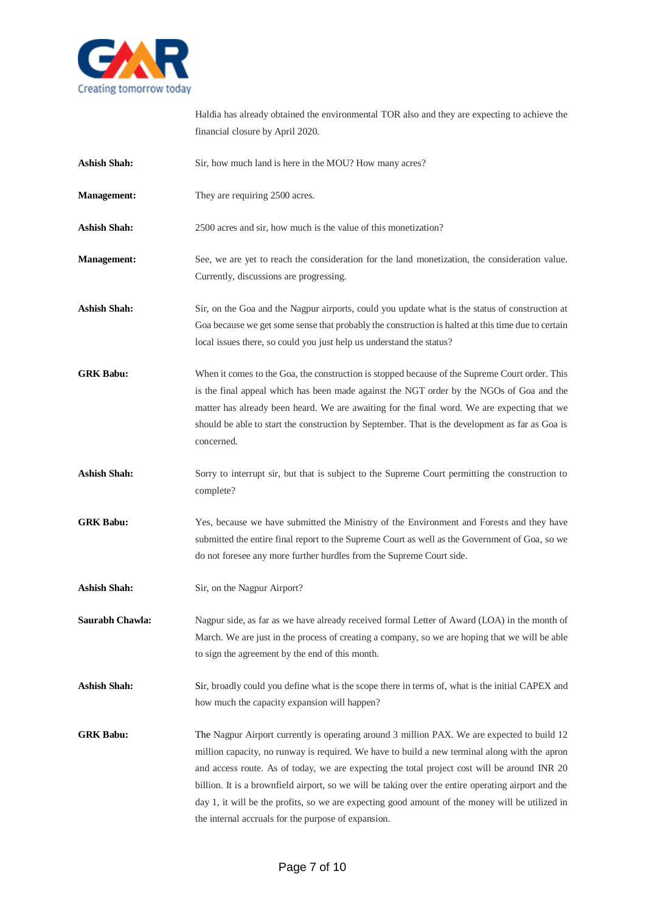Haldia has already obtained the environmental TOR also and they are expecting to achieve the financial closure by April 2020.

**Ashish Shah:** Sir, how much land is here in the MOU? How many acres?

**Management:** They are requiring 2500 acres.

**Ashish Shah:** 2500 acres and sir, how much is the value of this monetization?

**Management:** See, we are yet to reach the consideration for the land monetization, the consideration value. Currently, discussions are progressing.

**Ashish Shah:** Sir, on the Goa and the Nagpur airports, could you update what is the status of construction at Goa because we get some sense that probably the construction is halted at this time due to certain local issues there, so could you just help us understand the status?

**GRK Babu:** When it comes to the Goa, the construction is stopped because of the Supreme Court order. This is the final appeal which has been made against the NGT order by the NGOs of Goa and the matter has already been heard. We are awaiting for the final word. We are expecting that we should be able to start the construction by September. That is the development as far as Goa is concerned.

**Ashish Shah:** Sorry to interrupt sir, but that is subject to the Supreme Court permitting the construction to complete?

**GRK Babu:** Yes, because we have submitted the Ministry of the Environment and Forests and they have submitted the entire final report to the Supreme Court as well as the Government of Goa, so we do not foresee any more further hurdles from the Supreme Court side.

**Ashish Shah:** Sir, on the Nagpur Airport?

**Saurabh Chawla:** Nagpur side, as far as we have already received formal Letter of Award (LOA) in the month of March. We are just in the process of creating a company, so we are hoping that we will be able to sign the agreement by the end of this month.

**Ashish Shah:** Sir, broadly could you define what is the scope there in terms of, what is the initial CAPEX and how much the capacity expansion will happen?

**GRK Babu:** The Nagpur Airport currently is operating around 3 million PAX. We are expected to build 12 million capacity, no runway is required. We have to build a new terminal along with the apron and access route. As of today, we are expecting the total project cost will be around INR 20 billion. It is a brownfield airport, so we will be taking over the entire operating airport and the day 1, it will be the profits, so we are expecting good amount of the money will be utilized in the internal accruals for the purpose of expansion.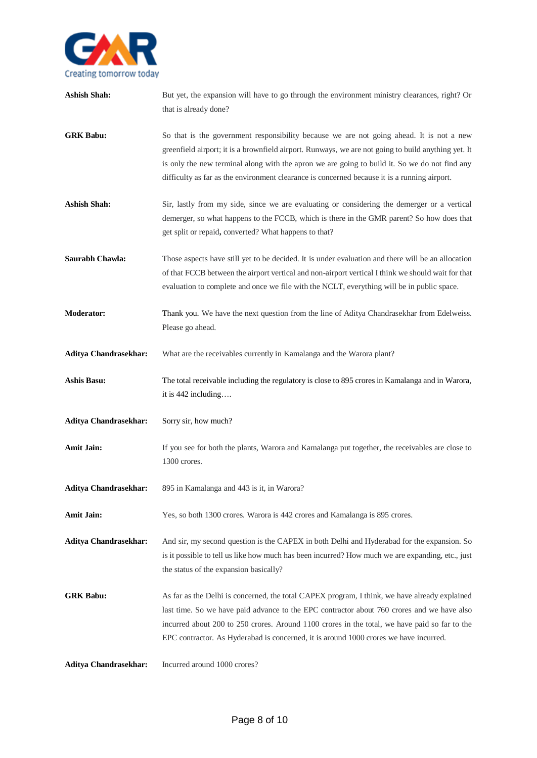**Ashish Shah:** But yet, the expansion will have to go through the environment ministry clearances, right? Or that is already done?

**GRK Babu:** So that is the government responsibility because we are not going ahead. It is not a new greenfield airport; it is a brownfield airport. Runways, we are not going to build anything yet. It is only the new terminal along with the apron we are going to build it. So we do not find any difficulty as far as the environment clearance is concerned because it is a running airport.

**Ashish Shah:** Sir, lastly from my side, since we are evaluating or considering the demerger or a vertical demerger, so what happens to the FCCB, which is there in the GMR parent? So how does that get split or repaid**,** converted? What happens to that?

**Saurabh Chawla:** Those aspects have still yet to be decided. It is under evaluation and there will be an allocation of that FCCB between the airport vertical and non-airport vertical I think we should wait for that evaluation to complete and once we file with the NCLT, everything will be in public space.

**Moderator:** Thank you. We have the next question from the line of Aditya Chandrasekhar from Edelweiss. Please go ahead.

**Aditya Chandrasekhar:** What are the receivables currently in Kamalanga and the Warora plant?

**Ashis Basu:** The total receivable including the regulatory is close to 895 crores in Kamalanga and in Warora, it is 442 including….

**Aditya Chandrasekhar:** Sorry sir, how much?

**Amit Jain:** If you see for both the plants, Warora and Kamalanga put together, the receivables are close to 1300 crores.

**Aditya Chandrasekhar:** 895 in Kamalanga and 443 is it, in Warora?

**Amit Jain:** Yes, so both 1300 crores. Warora is 442 crores and Kamalanga is 895 crores.

**Aditya Chandrasekhar:** And sir, my second question is the CAPEX in both Delhi and Hyderabad for the expansion. So is it possible to tell us like how much has been incurred? How much we are expanding, etc., just the status of the expansion basically?

**GRK Babu:** As far as the Delhi is concerned, the total CAPEX program, I think, we have already explained last time. So we have paid advance to the EPC contractor about 760 crores and we have also incurred about 200 to 250 crores. Around 1100 crores in the total, we have paid so far to the EPC contractor. As Hyderabad is concerned, it is around 1000 crores we have incurred.

**Aditya Chandrasekhar:** Incurred around 1000 crores?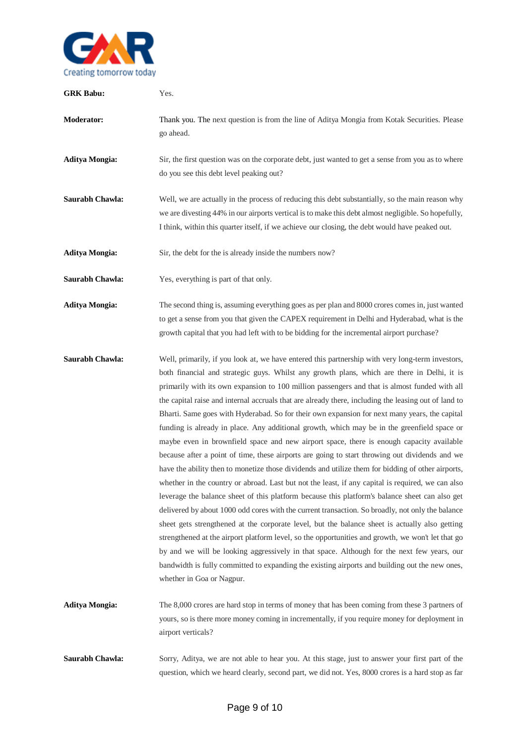**GRK Babu:** Yes.

**Moderator:** Thank you. The next question is from the line of Aditya Mongia from Kotak Securities. Please go ahead.

**Aditya Mongia:** Sir, the first question was on the corporate debt, just wanted to get a sense from you as to where do you see this debt level peaking out?

**Saurabh Chawla:** Well, we are actually in the process of reducing this debt substantially, so the main reason why we are divesting 44% in our airports vertical is to make this debt almost negligible. So hopefully, I think, within this quarter itself, if we achieve our closing, the debt would have peaked out.

**Aditya Mongia:** Sir, the debt for the is already inside the numbers now?

**Saurabh Chawla:** Yes, everything is part of that only.

**Aditya Mongia:** The second thing is, assuming everything goes as per plan and 8000 crores comes in, just wanted to get a sense from you that given the CAPEX requirement in Delhi and Hyderabad, what is the growth capital that you had left with to be bidding for the incremental airport purchase?

**Saurabh Chawla:** Well, primarily, if you look at, we have entered this partnership with very long-term investors, both financial and strategic guys. Whilst any growth plans, which are there in Delhi, it is primarily with its own expansion to 100 million passengers and that is almost funded with all the capital raise and internal accruals that are already there, including the leasing out of land to Bharti. Same goes with Hyderabad. So for their own expansion for next many years, the capital funding is already in place. Any additional growth, which may be in the greenfield space or maybe even in brownfield space and new airport space, there is enough capacity available because after a point of time, these airports are going to start throwing out dividends and we have the ability then to monetize those dividends and utilize them for bidding of other airports, whether in the country or abroad. Last but not the least, if any capital is required, we can also leverage the balance sheet of this platform because this platform's balance sheet can also get delivered by about 1000 odd cores with the current transaction. So broadly, not only the balance sheet gets strengthened at the corporate level, but the balance sheet is actually also getting strengthened at the airport platform level, so the opportunities and growth, we won't let that go by and we will be looking aggressively in that space. Although for the next few years, our bandwidth is fully committed to expanding the existing airports and building out the new ones, whether in Goa or Nagpur.

**Aditya Mongia:** The 8,000 crores are hard stop in terms of money that has been coming from these 3 partners of yours, so is there more money coming in incrementally, if you require money for deployment in airport verticals?

**Saurabh Chawla:** Sorry, Aditya, we are not able to hear you. At this stage, just to answer your first part of the question, which we heard clearly, second part, we did not. Yes, 8000 crores is a hard stop as far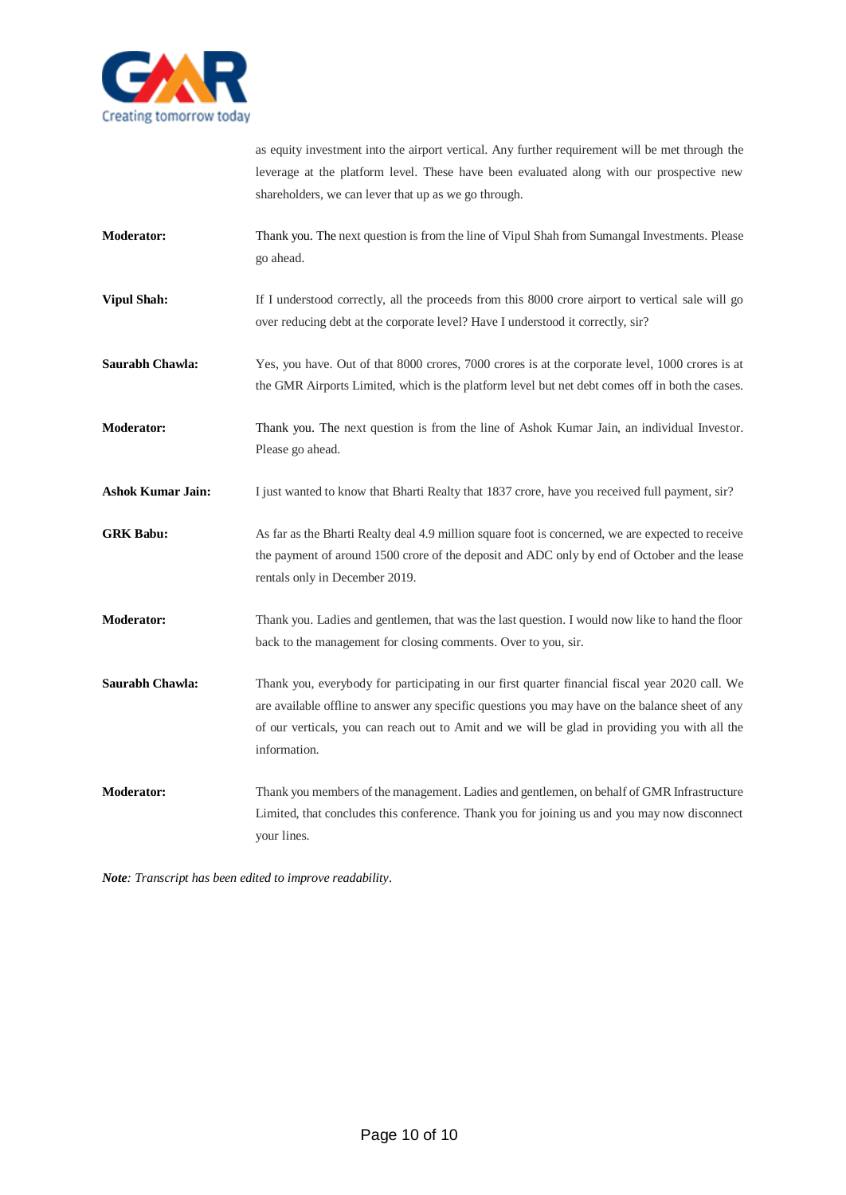as equity investment into the airport vertical. Any further requirement will be met through the leverage at the platform level. These have been evaluated along with our prospective new shareholders, we can lever that up as we go through.

**Moderator:** Thank you. The next question is from the line of Vipul Shah from Sumangal Investments. Please go ahead.

**Vipul Shah:** If I understood correctly, all the proceeds from this 8000 crore airport to vertical sale will go over reducing debt at the corporate level? Have I understood it correctly, sir?

**Saurabh Chawla:** Yes, you have. Out of that 8000 crores, 7000 crores is at the corporate level, 1000 crores is at the GMR Airports Limited, which is the platform level but net debt comes off in both the cases.

**Moderator:** Thank you. The next question is from the line of Ashok Kumar Jain, an individual Investor. Please go ahead.

**Ashok Kumar Jain:** I just wanted to know that Bharti Realty that 1837 crore, have you received full payment, sir?

**GRK Babu:** As far as the Bharti Realty deal 4.9 million square foot is concerned, we are expected to receive the payment of around 1500 crore of the deposit and ADC only by end of October and the lease rentals only in December 2019.

**Moderator:** Thank you. Ladies and gentlemen, that was the last question. I would now like to hand the floor back to the management for closing comments. Over to you, sir.

**Saurabh Chawla:** Thank you, everybody for participating in our first quarter financial fiscal year 2020 call. We are available offline to answer any specific questions you may have on the balance sheet of any of our verticals, you can reach out to Amit and we will be glad in providing you with all the information.

**Moderator:** Thank you members of the management. Ladies and gentlemen, on behalf of GMR Infrastructure Limited, that concludes this conference. Thank you for joining us and you may now disconnect your lines.

***Note**: Transcript has been edited to improve readability*.